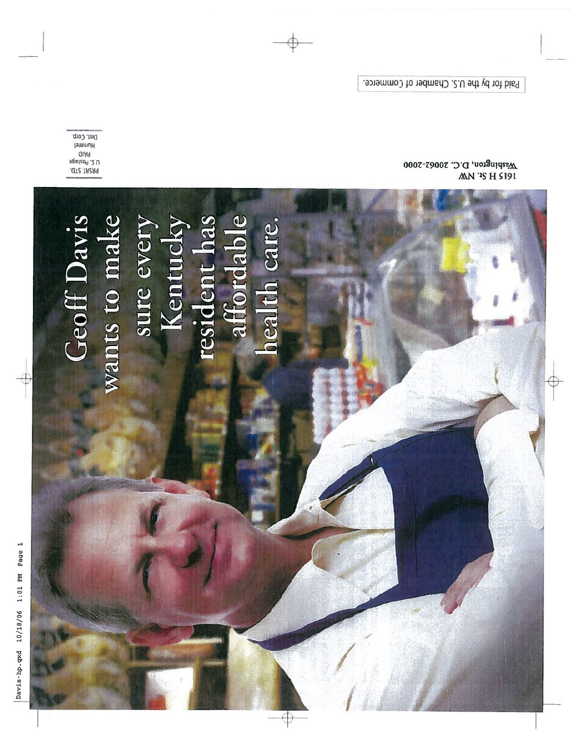Davis-hp.qxd 10/18/06 1:01 PM Page 1

# Geoff Davis wants to make sure every Kentucky resident has affordable health care.

1615 H St. NW
Washington, D.C. 20062-2000

PRSRT. STD.
U.S. Postage
PAID
Hummel
Dist. Corp.

Paid for by the U.S. Chamber of Commerce.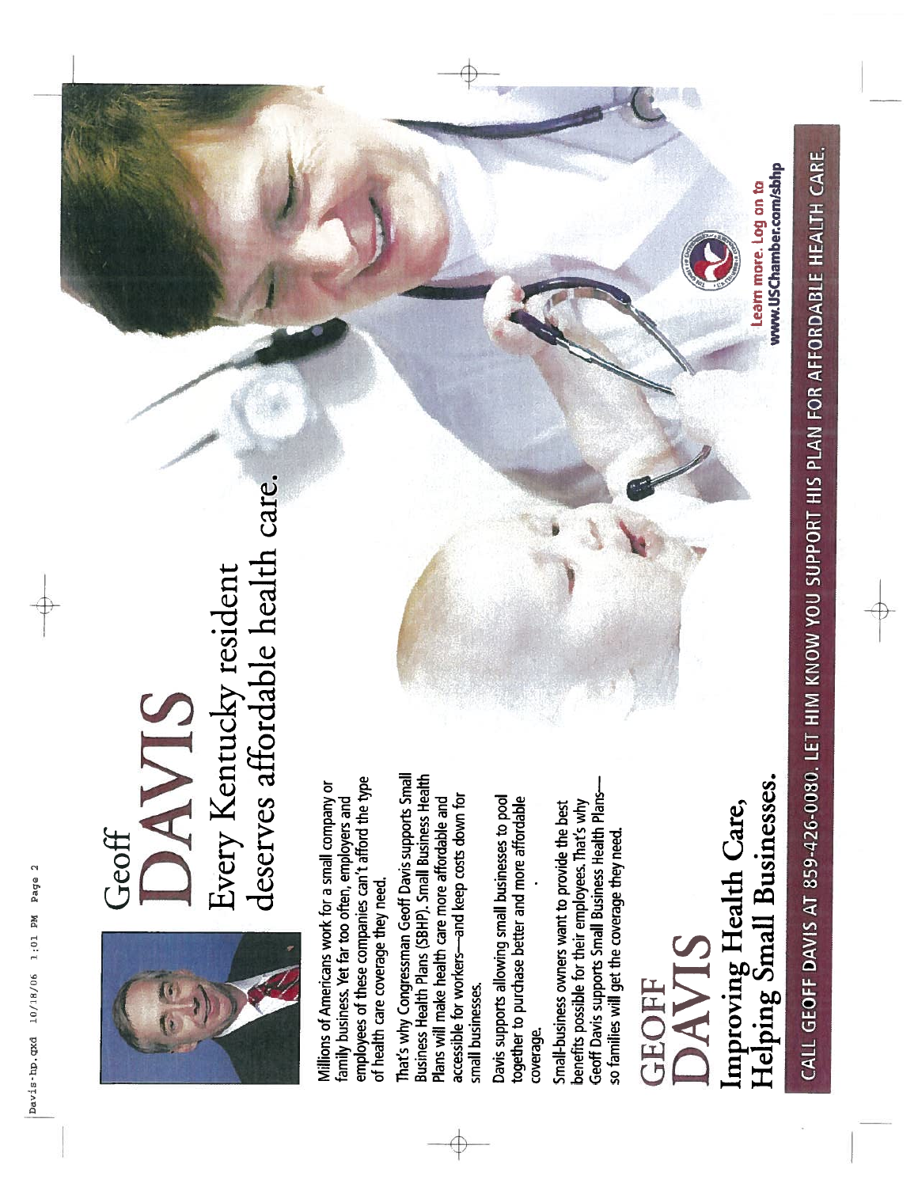# Geoff DAVIS

## Every Kentucky resident deserves affordable health care.

Millions of Americans work for a small company or family business. Yet far too often, employers and employees of these companies can't afford the type of health care coverage they need.

That's why Congressman Geoff Davis supports Small Business Health Plans (SBHP). Small Business Health Plans will make health care more affordable and accessible for workers—and keep costs down for small businesses.

Davis supports allowing small businesses to pool together to purchase better and more affordable coverage.

Small-business owners want to provide the best benefits possible for their employees. That's why Geoff Davis supports Small Business Health Plans—so families will get the coverage they need.

## GEOFF DAVIS

### Improving Health Care, Helping Small Businesses.

Learn more. Log on to www.USChamber.com/sbhp

CALL GEOFF DAVIS AT 859-426-0080. LET HIM KNOW YOU SUPPORT HIS PLAN FOR AFFORDABLE HEALTH CARE.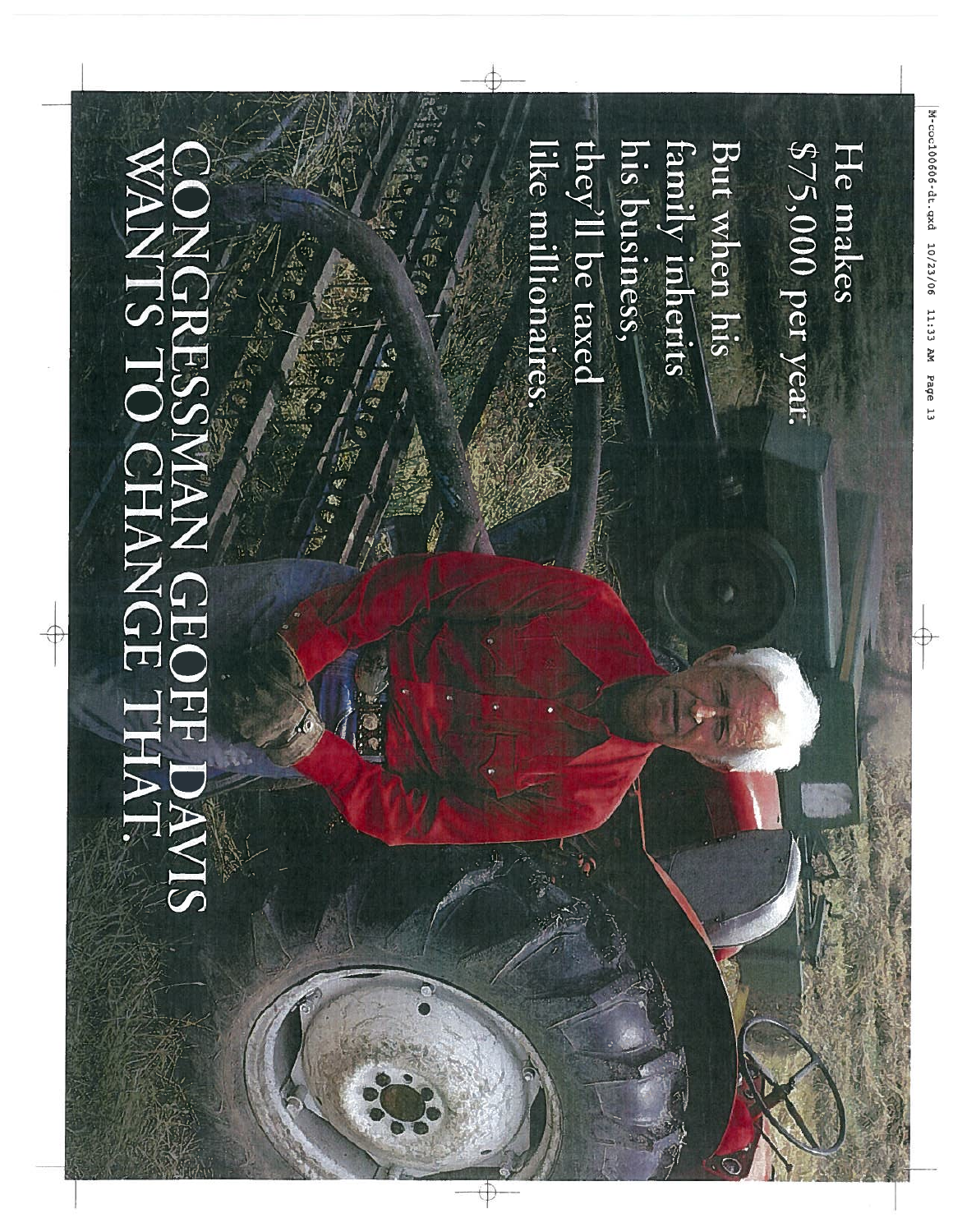He makes $75,000 per year.

But when his family inherits his business, they'll be taxed like millionaires.

# CONGRESSMAN GEOFF DAVIS WANTS TO CHANGE THAT.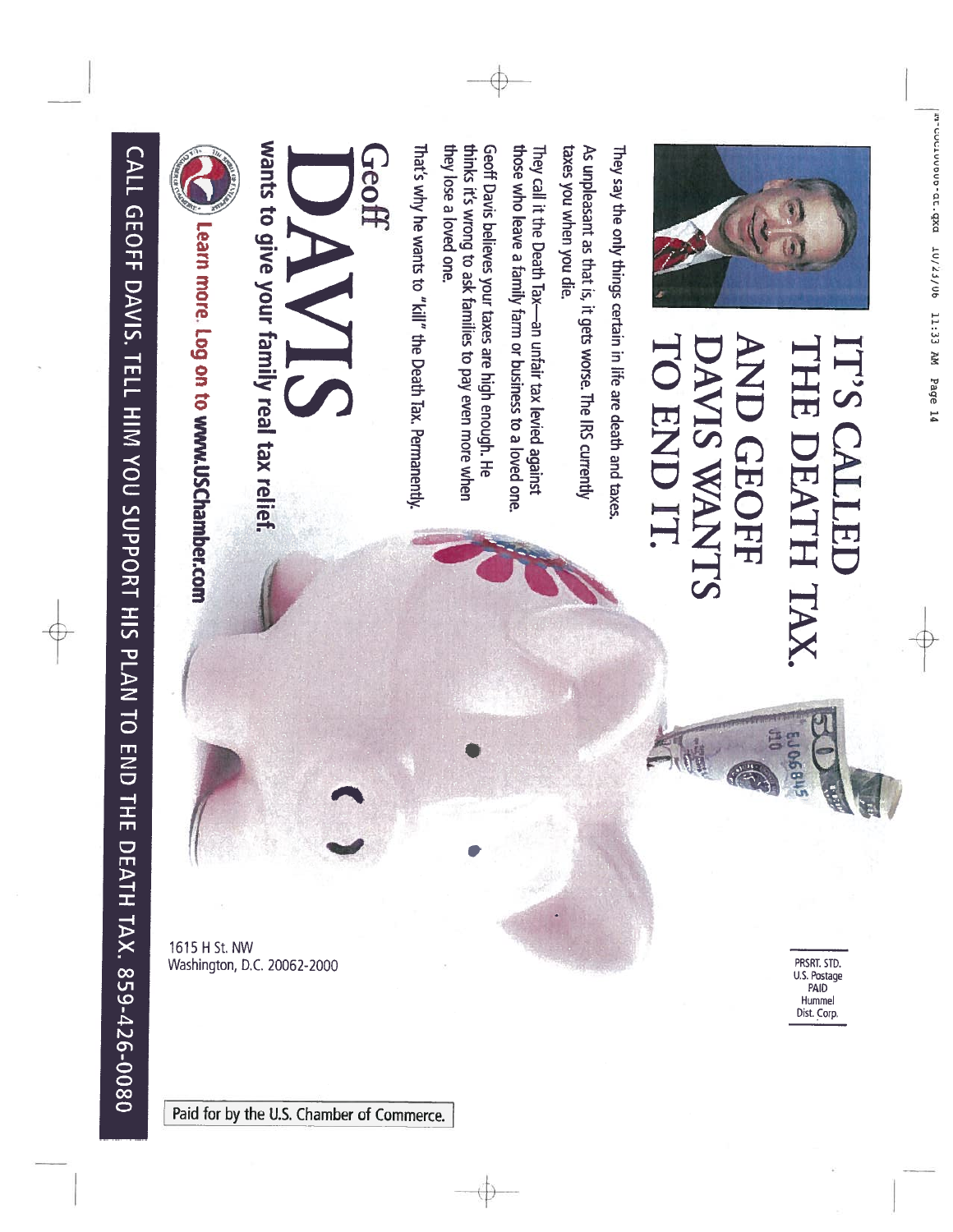# IT'S CALLED THE DEATH TAX. AND GEOFF DAVIS WANTS TO END IT.

They say the only things certain in life are death and taxes. As unpleasant as that is, it gets worse. The IRS currently taxes you when you die.

They call it the Death Tax—an unfair tax levied against those who leave a family farm or business to a loved one.

Geoff Davis believes your taxes are high enough. He thinks it's wrong to ask families to pay even more when they lose a loved one.

That's why he wants to "kill" the Death Tax. Permanently.

## Geoff DAVIS

**wants to give your family real tax relief.**

**Learn more. Log on to www.USChamber.com**

1615 H St. NW
Washington, D.C. 20062-2000

PRSRT. STD.
U.S. Postage
PAID
Hummel
Dist. Corp.

Paid for by the U.S. Chamber of Commerce.

**CALL GEOFF DAVIS. TELL HIM YOU SUPPORT HIS PLAN TO END THE DEATH TAX. 859-426-0080**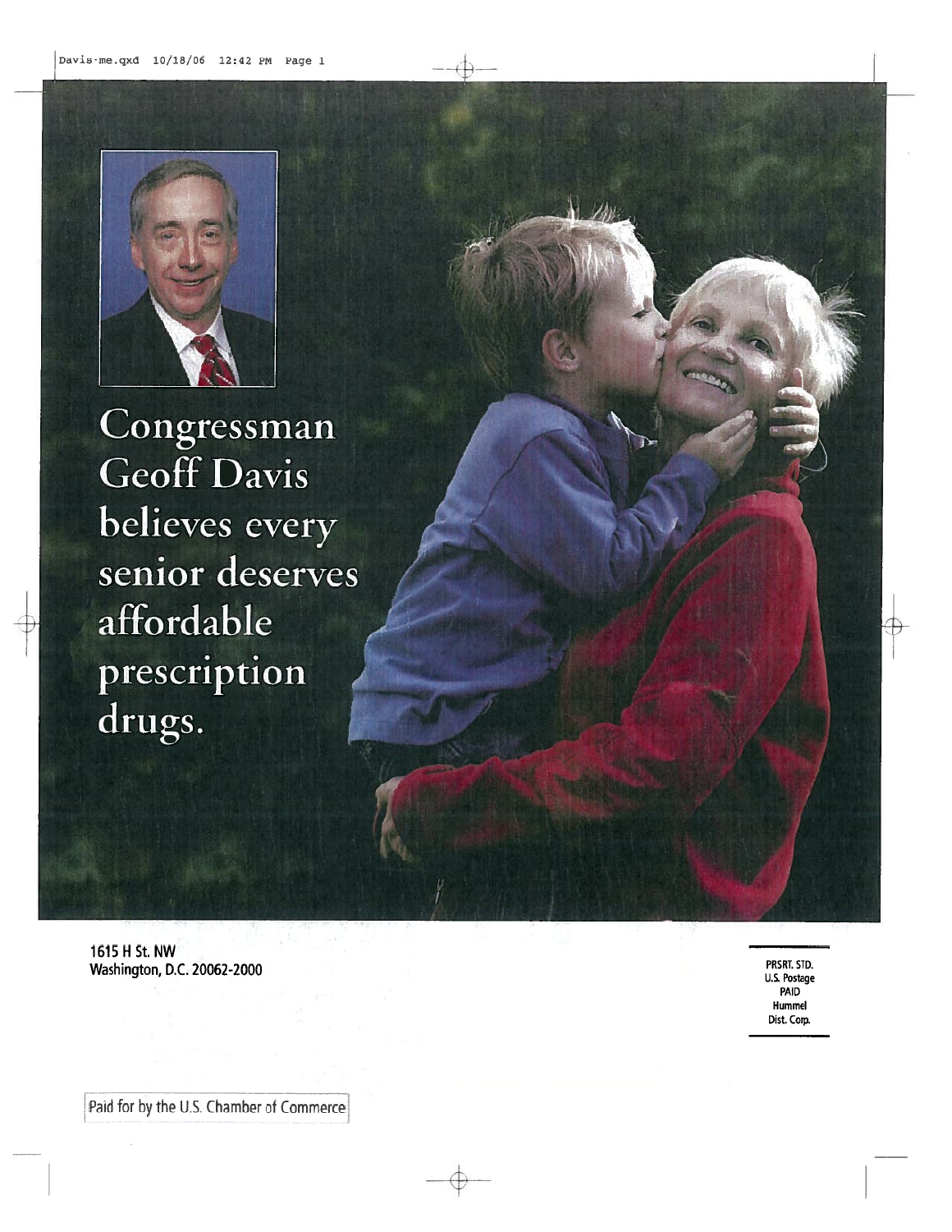Congressman Geoff Davis believes every senior deserves affordable prescription drugs.

1615 H St. NW
Washington, D.C. 20062-2000

PRSRT. STD.
U.S. Postage
PAID
Hummel
Dist. Corp.

Paid for by the U.S. Chamber of Commerce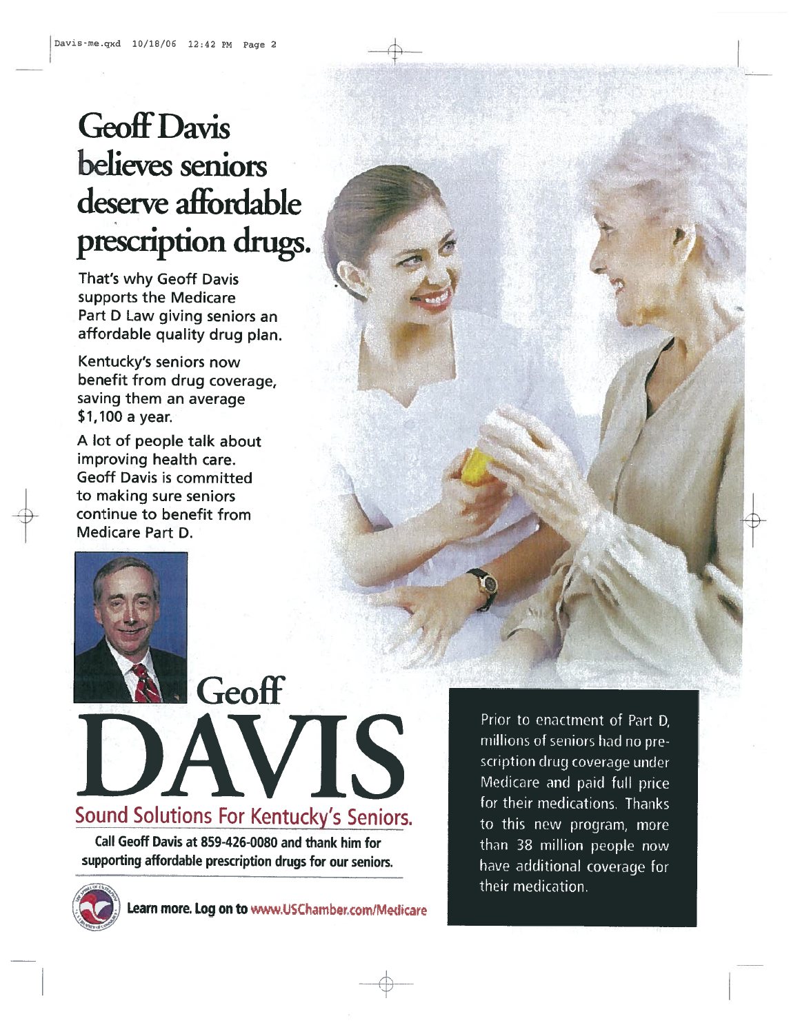# Geoff Davis believes seniors deserve affordable prescription drugs.

That's why Geoff Davis supports the Medicare Part D Law giving seniors an affordable quality drug plan.

Kentucky's seniors now benefit from drug coverage, saving them an average $1,100 a year.

A lot of people talk about improving health care. Geoff Davis is committed to making sure seniors continue to benefit from Medicare Part D.

Prior to enactment of Part D, millions of seniors had no prescription drug coverage under Medicare and paid full price for their medications. Thanks to this new program, more than 38 million people now have additional coverage for their medication.

## Geoff DAVIS

Sound Solutions For Kentucky's Seniors.

**Call Geoff Davis at 859-426-0080 and thank him for supporting affordable prescription drugs for our seniors.**

**Learn more. Log on to www.USChamber.com/Medicare**